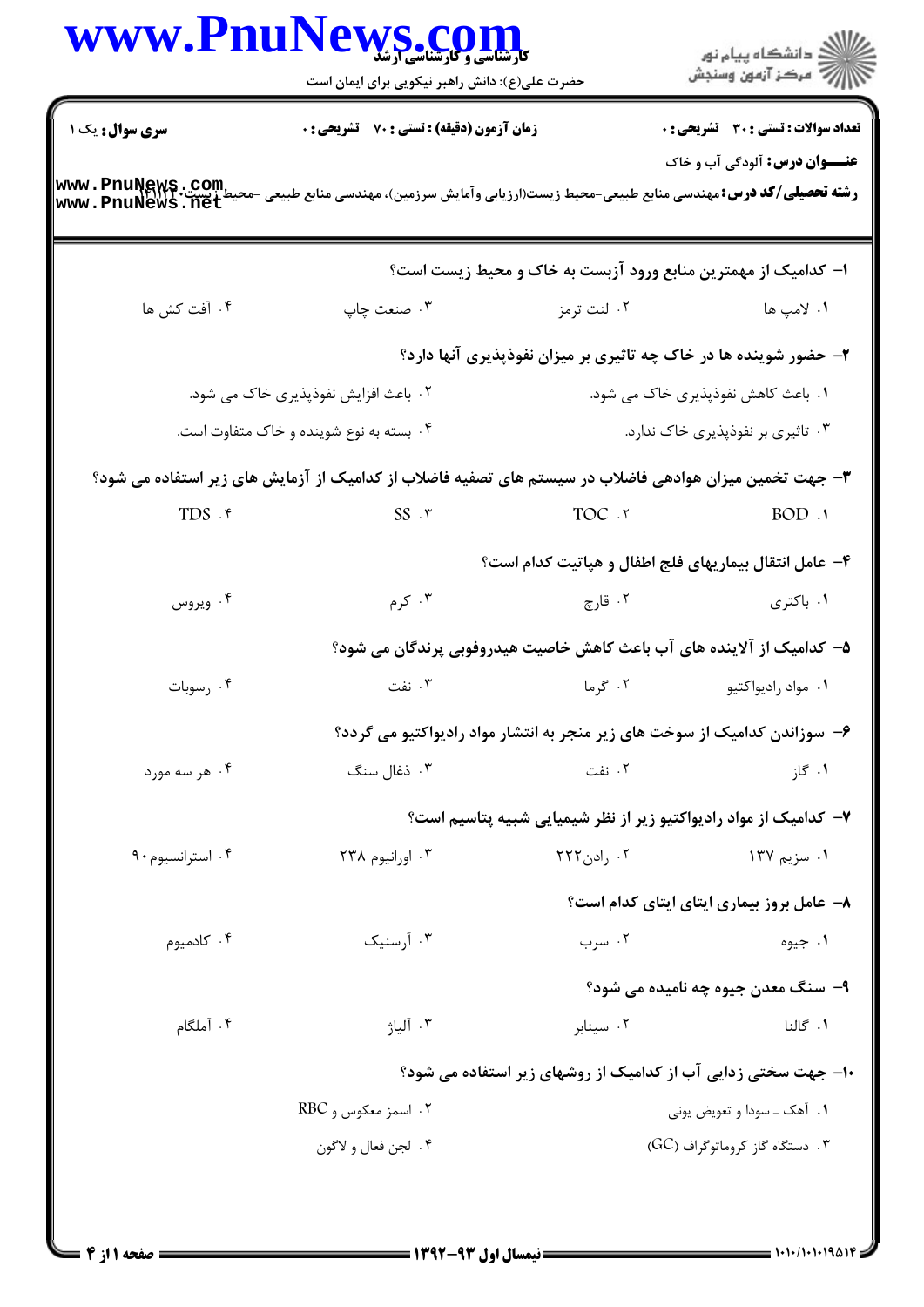کارشناسی و کارشناسی ارشد

حضرت علی(ع): دانش راهبر نیکویی برای ایمان است

دانشگاه پیام نور
مرکز آزمون وسنجش

**سری سوال:** یک ۱

**زمان آزمون (دقیقه) : تستی : ۷۰ تشریحی : ۰**

**تعداد سوالات : تستی : ۳۰ تشریحی : ۰**

**عنـــوان درس:** آلودگی آب و خاک

**رشته تحصیلی/کد درس:** مهندسی منابع طبیعی-محیط زیست(ارزیابی وآمایش سرزمین)، مهندسی منابع طبیعی -محیط زیست۱۴۱۱۱۷۰

۱- کدامیک از مهمترین منابع ورود آزبست به خاک و محیط زیست است؟

۱. لامپ ها
۲. لنت ترمز
۳. صنعت چاپ
۴. آفت کش ها

۲- حضور شوینده ها در خاک چه تاثیری بر میزان نفوذپذیری آنها دارد؟

۱. باعث کاهش نفوذپذیری خاک می شود.
۲. باعث افزایش نفوذپذیری خاک می شود.
۳. تاثیری بر نفوذپذیری خاک ندارد.
۴. بسته به نوع شوینده و خاک متفاوت است.

۳- جهت تخمین میزان هوادهی فاضلاب در سیستم های تصفیه فاضلاب از کدامیک از آزمایش های زیر استفاده می شود؟

۱. BOD
۲. TOC
۳. SS
۴. TDS

۴- عامل انتقال بیماریهای فلج اطفال و هپاتیت کدام است؟

۱. باکتری
۲. قارچ
۳. کرم
۴. ویروس

۵- کدامیک از آلاینده های آب باعث کاهش خاصیت هیدروفوبی پرندگان می شود؟

۱. مواد رادیواکتیو
۲. گرما
۳. نفت
۴. رسوبات

۶- سوزاندن کدامیک از سوخت های زیر منجر به انتشار مواد رادیواکتیو می گردد؟

۱. گاز
۲. نفت
۳. ذغال سنگ
۴. هر سه مورد

۷- کدامیک از مواد رادیواکتیو زیر از نظر شیمیایی شبیه پتاسیم است؟

۱. سزیم ۱۳۷
۲. رادن۲۲۲
۳. اورانیوم ۲۳۸
۴. استرانسیوم۹۰

۸- عامل بروز بیماری ایتای ایتای کدام است؟

۱. جیوه
۲. سرب
۳. آرسنیک
۴. کادمیوم

۹- سنگ معدن جیوه چه نامیده می شود؟

۱. گالنا
۲. سینابر
۳. آلیاژ
۴. آملگام

۱۰- جهت سختی زدایی آب از کدامیک از روشهای زیر استفاده می شود؟

۱. آهک ـ سودا و تعویض یونی
۲. اسمز معکوس و RBC
۳. دستگاه گاز کروماتوگراف (GC)
۴. لجن فعال و لاگون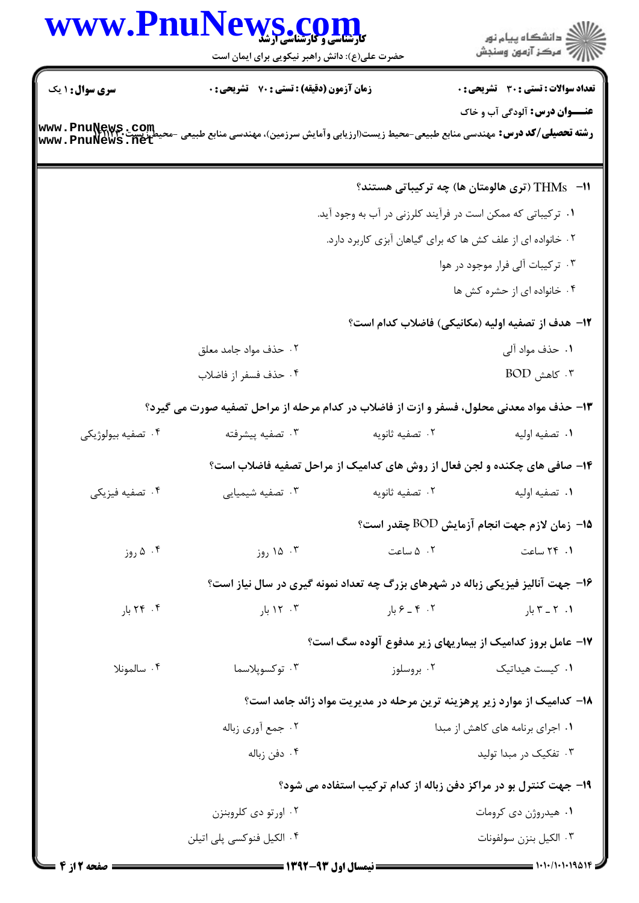سری سوال: ۱ یک | زمان آزمون (دقیقه) : تستی : ۷۰ تشریحی : ۰ | تعداد سوالات : تستی : ۳۰ تشریحی : ۰

**عنـــوان درس:** آلودگی آب و خاک

**رشته تحصیلی/کد درس:** مهندسی منابع طبیعی-محیط زیست(ارزیابی وآمایش سرزمین)، مهندسی منابع طبیعی -محیط زیست۱۴۱۱۲۲۰

**۱۱- THMs (تری هالومتان ها) چه ترکیباتی هستند؟**

۱. ترکیباتی که ممکن است در فرآیند کلرزنی در آب به وجود آید.

۲. خانواده ای از علف کش ها که برای گیاهان آبزی کاربرد دارد.

۳. ترکیبات آلی فرار موجود در هوا

۴. خانواده ای از حشره کش ها

**۱۲- هدف از تصفیه اولیه (مکانیکی) فاضلاب کدام است؟**

۱. حذف مواد آلی

۲. حذف مواد جامد معلق

۳. کاهش BOD

۴. حذف فسفر از فاضلاب

**۱۳- حذف مواد معدنی محلول، فسفر و ازت از فاضلاب در کدام مرحله از مراحل تصفیه صورت می گیرد؟**

۱. تصفیه اولیه

۲. تصفیه ثانویه

۳. تصفیه پیشرفته

۴. تصفیه بیولوژیکی

**۱۴- صافی های چکنده و لجن فعال از روش های کدامیک از مراحل تصفیه فاضلاب است؟**

۱. تصفیه اولیه

۲. تصفیه ثانویه

۳. تصفیه شیمیایی

۴. تصفیه فیزیکی

**۱۵- زمان لازم جهت انجام آزمایش BOD چقدر است؟**

۱. ۲۴ ساعت

۲. ۵ ساعت

۳. ۱۵ روز

۴. ۵ روز

**۱۶- جهت آنالیز فیزیکی زباله در شهرهای بزرگ چه تعداد نمونه گیری در سال نیاز است؟**

۱. ۲ ـ ۳ بار

۲. ۴ ـ ۶ بار

۳. ۱۲ بار

۴. ۲۴ بار

**۱۷- عامل بروز کدامیک از بیماریهای زیر مدفوع آلوده سگ است؟**

۱. کیست هیداتیک

۲. بروسلوز

۳. توکسوپلاسما

۴. سالمونلا

**۱۸- کدامیک از موارد زیر پرهزینه ترین مرحله در مدیریت مواد زائد جامد است؟**

۱. اجرای برنامه های کاهش از مبدا

۲. جمع آوری زباله

۳. تفکیک در مبدا تولید

۴. دفن زباله

**۱۹- جهت کنترل بو در مراکز دفن زباله از کدام ترکیب استفاده می شود؟**

۱. هیدروژن دی کرومات

۲. اورتو دی کلروبنزن

۳. الکیل بنزن سولفونات

۴. الکیل فنوکسی پلی اتیلن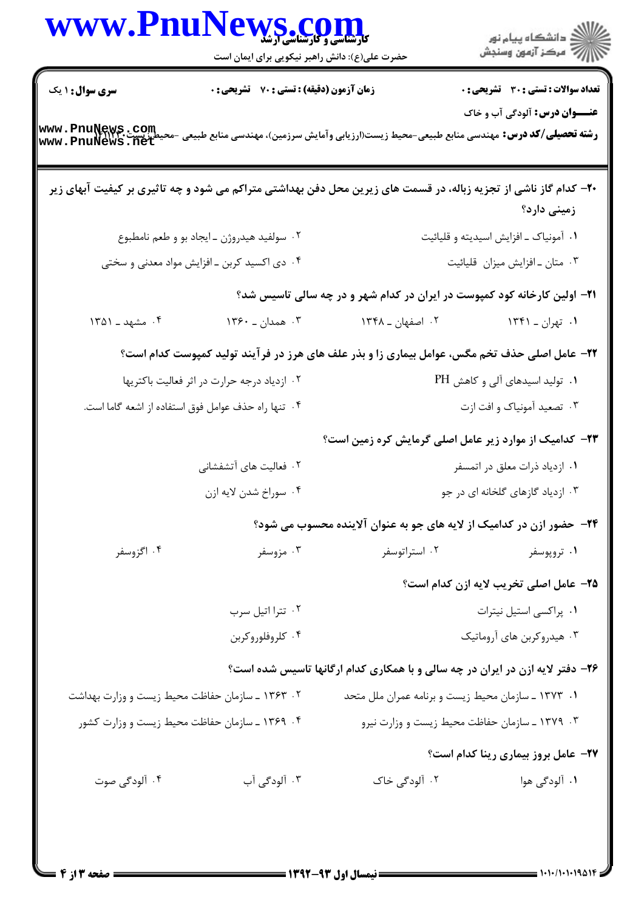**سری سوال:** ۱ یک

**زمان آزمون (دقیقه) : تستی :** ۷۰ **تشریحی :** ۰

**تعداد سوالات : تستی :** ۳۰ **تشریحی :** ۰

**عنـــوان درس:** آلودگی آب و خاک

**رشته تحصیلی/کد درس:** مهندسی منابع طبیعی-محیط زیست(ارزیابی وآمایش سرزمین)، مهندسی منابع طبیعی -محیط زیست۱۴۱۱۲۰

۲۰- کدام گاز ناشی از تجزیه زباله، در قسمت های زیرین محل دفن بهداشتی متراکم می شود و چه تاثیری بر کیفیت آبهای زیر زمینی دارد؟

۱. آمونیاک ـ افزایش اسیدیته و قلیائیت

۲. سولفید هیدروژن ـ ایجاد بو و طعم نامطبوع

۳. متان ـ افزایش میزان قلیائیت

۴. دی اکسید کربن ـ افزایش مواد معدنی و سختی

۲۱- اولین کارخانه کود کمپوست در ایران در کدام شهر و در چه سالی تاسیس شد؟

۱. تهران ـ ۱۳۴۱

۲. اصفهان ـ ۱۳۴۸

۳. همدان ـ ۱۳۶۰

۴. مشهد ـ ۱۳۵۱

۲۲- عامل اصلی حذف تخم مگس، عوامل بیماری زا و بذر علف های هرز در فرآیند تولید کمپوست کدام است؟

۱. تولید اسیدهای آلی و کاهش PH

۲. ازدیاد درجه حرارت در اثر فعالیت باکتریها

۳. تصعید آمونیاک و افت ازت

۴. تنها راه حذف عوامل فوق استفاده از اشعه گاما است.

۲۳- کدامیک از موارد زیر عامل اصلی گرمایش کره زمین است؟

۱. ازدیاد ذرات معلق در اتمسفر

۲. فعالیت های آتشفشانی

۳. ازدیاد گازهای گلخانه ای در جو

۴. سوراخ شدن لایه ازن

۲۴- حضور ازن در کدامیک از لایه های جو به عنوان آلاینده محسوب می شود؟

۱. تروپوسفر

۲. استراتوسفر

۳. مزوسفر

۴. اگزوسفر

۲۵- عامل اصلی تخریب لایه ازن کدام است؟

۱. پراکسی استیل نیترات

۲. تترا اتیل سرب

۳. هیدروکربن های آروماتیک

۴. کلروفلوروکربن

۲۶- دفتر لایه ازن در ایران در چه سالی و با همکاری کدام ارگانها تاسیس شده است؟

۱. ۱۳۷۳ ـ سازمان محیط زیست و برنامه عمران ملل متحد

۲. ۱۳۶۳ ـ سازمان حفاظت محیط زیست و وزارت بهداشت

۳. ۱۳۷۹ ـ سازمان حفاظت محیط زیست و وزارت نیرو

۴. ۱۳۶۹ ـ سازمان حفاظت محیط زیست و وزارت کشور

۲۷- عامل بروز بیماری رینا کدام است؟

۱. آلودگی هوا

۲. آلودگی خاک

۳. آلودگی آب

۴. آلودگی صوت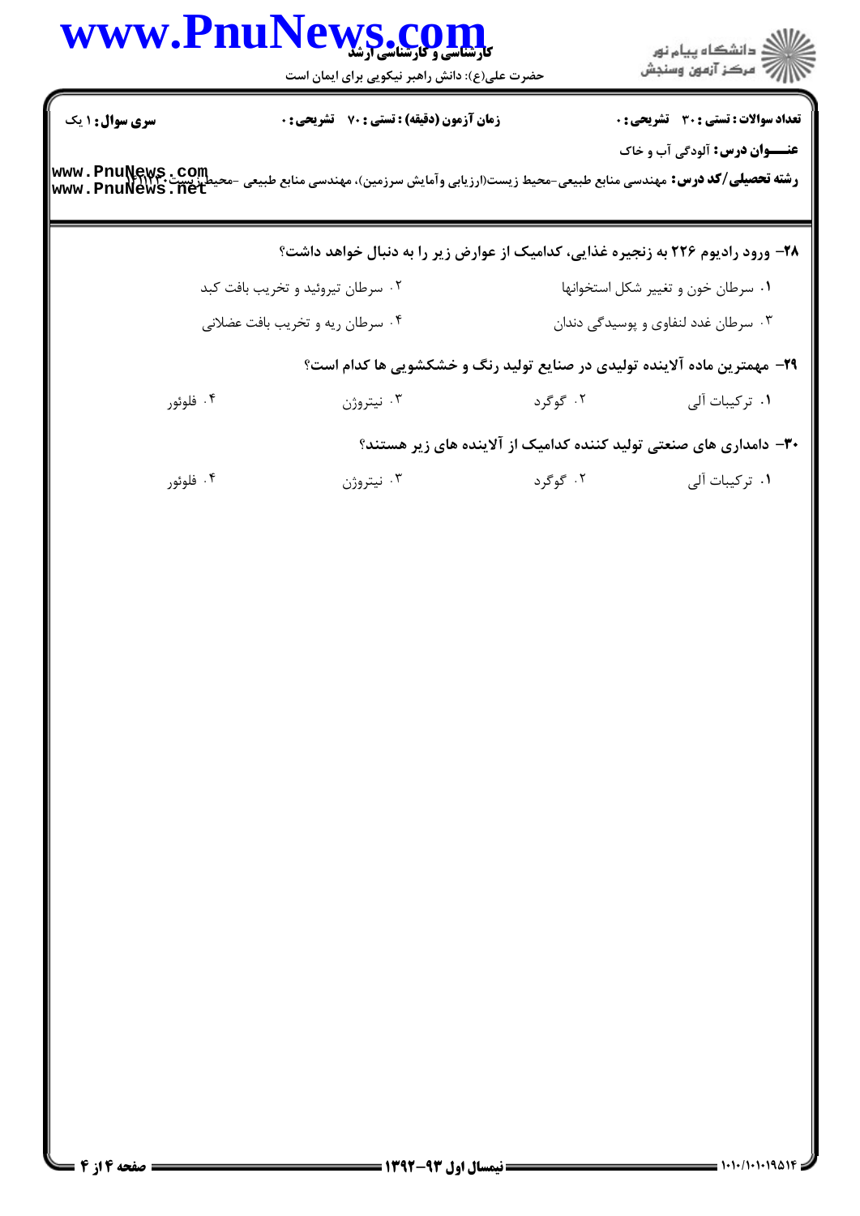**۲۸- ورود رادیوم ۲۲۶ به زنجیره غذایی، کدامیک از عوارض زیر را به دنبال خواهد داشت؟**

۱. سرطان خون و تغییر شکل استخوانها

۲. سرطان تیروئید و تخریب بافت کبد

۳. سرطان غدد لنفاوی و پوسیدگی دندان

۴. سرطان ریه و تخریب بافت عضلانی

**۲۹- مهمترین ماده آلاینده تولیدی در صنایع تولید رنگ و خشکشویی ها کدام است؟**

۱. ترکیبات آلی

۲. گوگرد

۳. نیتروژن

۴. فلوئور

**۳۰- دامداری های صنعتی تولید کننده کدامیک از آلاینده های زیر هستند؟**

۱. ترکیبات آلی

۲. گوگرد

۳. نیتروژن

۴. فلوئور